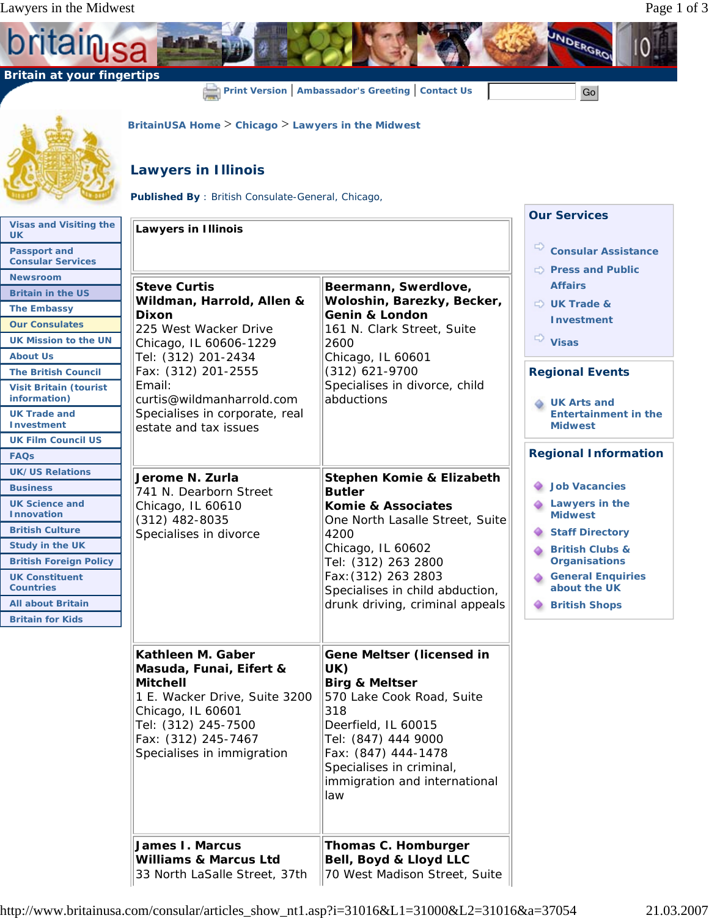Britain at your fingertips

Print Version | Ambassador's Greeting | Contact Us

BritainUSA Home > Chicago > Lawyers in the Midwest

# Lawyers in Illinois

**Published By** : British Consulate-General, Chicago,

- Visas and Visiting the UK
- Passport and Consular Services
- Newsroom
- Britain in the US
- The Embassy
- Our Consulates
- UK Mission to the UN
- About Us
- The British Council
- Visit Britain (tourist information)
- UK Trade and Investment
- UK Film Council US
- FAQs
- UK/US Relations
- Business
- UK Science and Innovation
- British Culture
- Study in the UK
- British Foreign Policy
- UK Constituent Countries
- All about Britain
- Britain for Kids

| **Lawyers in Illinois** | |
|---|---|
| **Steve Curtis**<br>**Wildman, Harrold, Allen & Dixon**<br>225 West Wacker Drive<br>Chicago, IL 60606-1229<br>Tel: (312) 201-2434<br>Fax: (312) 201-2555<br>Email: curtis@wildmanharrold.com<br>Specialises in corporate, real estate and tax issues | **Beermann, Swerdlove, Woloshin, Barezky, Becker, Genin & London**<br>161 N. Clark Street, Suite 2600<br>Chicago, IL 60601<br>(312) 621-9700<br>Specialises in divorce, child abductions |
| **Jerome N. Zurla**<br>741 N. Dearborn Street<br>Chicago, IL 60610<br>(312) 482-8035<br>Specialises in divorce | **Stephen Komie & Elizabeth Butler**<br>**Komie & Associates**<br>One North Lasalle Street, Suite 4200<br>Chicago, IL 60602<br>Tel: (312) 263 2800<br>Fax:(312) 263 2803<br>Specialises in child abduction, drunk driving, criminal appeals |
| **Kathleen M. Gaber**<br>**Masuda, Funai, Eifert & Mitchell**<br>1 E. Wacker Drive, Suite 3200<br>Chicago, IL 60601<br>Tel: (312) 245-7500<br>Fax: (312) 245-7467<br>Specialises in immigration | **Gene Meltser (licensed in UK)**<br>**Birg & Meltser**<br>570 Lake Cook Road, Suite 318<br>Deerfield, IL 60015<br>Tel: (847) 444 9000<br>Fax: (847) 444-1478<br>Specialises in criminal, immigration and international law |
| **James I. Marcus**<br>**Williams & Marcus Ltd**<br>33 North LaSalle Street, 37th | **Thomas C. Homburger**<br>**Bell, Boyd & Lloyd LLC**<br>70 West Madison Street, Suite |

## Our Services

- Consular Assistance
- Press and Public Affairs
- UK Trade & Investment
- Visas

## Regional Events

- UK Arts and Entertainment in the Midwest

## Regional Information

- Job Vacancies
- Lawyers in the Midwest
- Staff Directory
- British Clubs & Organisations
- General Enquiries about the UK
- British Shops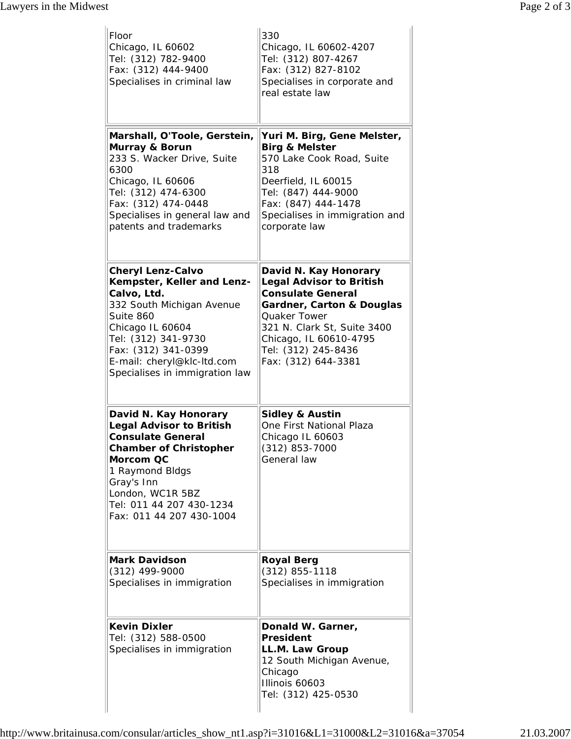| | |
|---|---|
| Floor<br>Chicago, IL 60602<br>Tel: (312) 782-9400<br>Fax: (312) 444-9400<br>Specialises in criminal law | 330<br>Chicago, IL 60602-4207<br>Tel: (312) 807-4267<br>Fax: (312) 827-8102<br>Specialises in corporate and real estate law |
| **Marshall, O'Toole, Gerstein, Murray & Borun**<br>233 S. Wacker Drive, Suite 6300<br>Chicago, IL 60606<br>Tel: (312) 474-6300<br>Fax: (312) 474-0448<br>Specialises in general law and patents and trademarks | **Yuri M. Birg, Gene Melster, Birg & Melster**<br>570 Lake Cook Road, Suite 318<br>Deerfield, IL 60015<br>Tel: (847) 444-9000<br>Fax: (847) 444-1478<br>Specialises in immigration and corporate law |
| **Cheryl Lenz-Calvo Kempster, Keller and Lenz-Calvo, Ltd.**<br>332 South Michigan Avenue Suite 860<br>Chicago IL 60604<br>Tel: (312) 341-9730<br>Fax: (312) 341-0399<br>E-mail: cheryl@klc-ltd.com<br>Specialises in immigration law | **David N. Kay Honorary Legal Advisor to British Consulate General Gardner, Carton & Douglas**<br>Quaker Tower<br>321 N. Clark St, Suite 3400<br>Chicago, IL 60610-4795<br>Tel: (312) 245-8436<br>Fax: (312) 644-3381 |
| **David N. Kay Honorary Legal Advisor to British Consulate General Chamber of Christopher Morcom QC**<br>1 Raymond Bldgs<br>Gray's Inn<br>London, WC1R 5BZ<br>Tel: 011 44 207 430-1234<br>Fax: 011 44 207 430-1004 | **Sidley & Austin**<br>One First National Plaza<br>Chicago IL 60603<br>(312) 853-7000<br>General law |
| **Mark Davidson**<br>(312) 499-9000<br>Specialises in immigration | **Royal Berg**<br>(312) 855-1118<br>Specialises in immigration |
| **Kevin Dixler**<br>Tel: (312) 588-0500<br>Specialises in immigration | **Donald W. Garner, President LL.M. Law Group**<br>12 South Michigan Avenue, Chicago<br>Illinois 60603<br>Tel: (312) 425-0530 |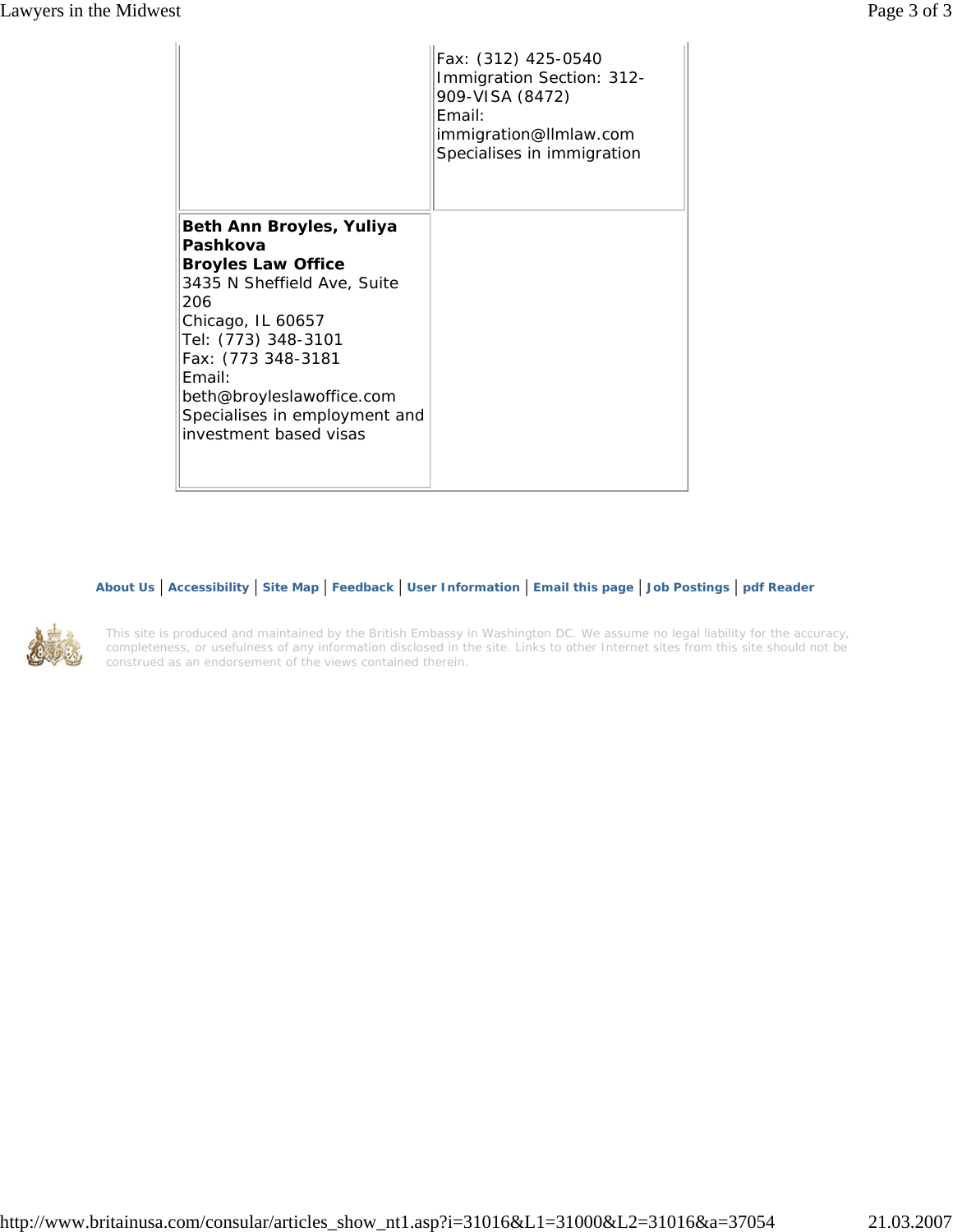| | |
|---|---|
| | Fax: (312) 425-0540<br>Immigration Section: 312-909-VISA (8472)<br>Email:<br>immigration@llmlaw.com<br>Specialises in immigration |
| **Beth Ann Broyles, Yuliya Pashkova**<br>**Broyles Law Office**<br>3435 N Sheffield Ave, Suite 206<br>Chicago, IL 60657<br>Tel: (773) 348-3101<br>Fax: (773 348-3181<br>Email:<br>beth@broyleslawoffice.com<br>Specialises in employment and investment based visas | |

**About Us** | **Accessibility** | **Site Map** | **Feedback** | **User Information** | **Email this page** | **Job Postings** | **pdf Reader**

This site is produced and maintained by the British Embassy in Washington DC. We assume no legal liability for the accuracy, completeness, or usefulness of any information disclosed in the site. Links to other Internet sites from this site should not be construed as an endorsement of the views contained therein.